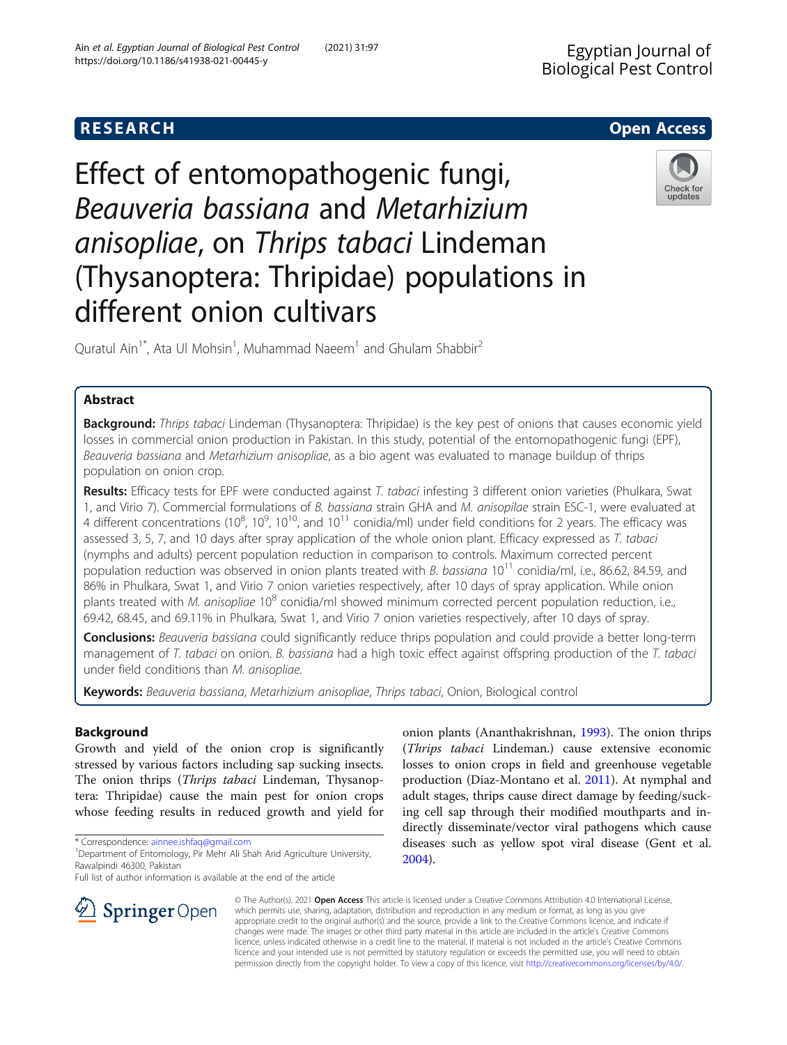RESEARCH Open Access

# Effect of entomopathogenic fungi, *Beauveria bassiana* and *Metarhizium anisopliae*, on *Thrips tabaci* Lindeman (Thysanoptera: Thripidae) populations in different onion cultivars

Quratul Ain[1*], Ata Ul Mohsin[1], Muhammad Naeem[1] and Ghulam Shabbir[2]

## Abstract

**Background:** *Thrips tabaci* Lindeman (Thysanoptera: Thripidae) is the key pest of onions that causes economic yield losses in commercial onion production in Pakistan. In this study, potential of the entomopathogenic fungi (EPF), *Beauveria bassiana* and *Metarhizium anisopliae*, as a bio agent was evaluated to manage buildup of thrips population on onion crop.

**Results:** Efficacy tests for EPF were conducted against *T. tabaci* infesting 3 different onion varieties (Phulkara, Swat 1, and Virio 7). Commercial formulations of *B. bassiana* strain GHA and *M. anisopilae* strain ESC-1, were evaluated at 4 different concentrations ($10^8$, $10^9$, $10^{10}$, and $10^{11}$ conidia/ml) under field conditions for 2 years. The efficacy was assessed 3, 5, 7, and 10 days after spray application of the whole onion plant. Efficacy expressed as *T. tabaci* (nymphs and adults) percent population reduction in comparison to controls. Maximum corrected percent population reduction was observed in onion plants treated with *B. bassiana* $10^{11}$ conidia/ml, i.e., 86.62, 84.59, and 86% in Phulkara, Swat 1, and Virio 7 onion varieties respectively, after 10 days of spray application. While onion plants treated with *M. anisopliae* $10^8$ conidia/ml showed minimum corrected percent population reduction, i.e., 69.42, 68.45, and 69.11% in Phulkara, Swat 1, and Virio 7 onion varieties respectively, after 10 days of spray.

**Conclusions:** *Beauveria bassiana* could significantly reduce thrips population and could provide a better long-term management of *T. tabaci* on onion. *B. bassiana* had a high toxic effect against offspring production of the *T. tabaci* under field conditions than *M. anisopliae*.

**Keywords:** *Beauveria bassiana*, *Metarhizium anisopliae*, *Thrips tabaci*, Onion, Biological control

## Background

Growth and yield of the onion crop is significantly stressed by various factors including sap sucking insects. The onion thrips (*Thrips tabaci* Lindeman, Thysanoptera: Thripidae) cause the main pest for onion crops whose feeding results in reduced growth and yield for onion plants (Ananthakrishnan, 1993). The onion thrips (*Thrips tabaci* Lindeman.) cause extensive economic losses to onion crops in field and greenhouse vegetable production (Diaz-Montano et al. 2011). At nymphal and adult stages, thrips cause direct damage by feeding/sucking cell sap through their modified mouthparts and indirectly disseminate/vector viral pathogens which cause diseases such as yellow spot viral disease (Gent et al. 2004).

\* Correspondence: ainnee.ishfaq@gmail.com
[1]Department of Entomology, Pir Mehr Ali Shah Arid Agriculture University, Rawalpindi 46300, Pakistan
Full list of author information is available at the end of the article

© The Author(s). 2021 **Open Access** This article is licensed under a Creative Commons Attribution 4.0 International License, which permits use, sharing, adaptation, distribution and reproduction in any medium or format, as long as you give appropriate credit to the original author(s) and the source, provide a link to the Creative Commons licence, and indicate if changes were made. The images or other third party material in this article are included in the article's Creative Commons licence, unless indicated otherwise in a credit line to the material. If material is not included in the article's Creative Commons licence and your intended use is not permitted by statutory regulation or exceeds the permitted use, you will need to obtain permission directly from the copyright holder. To view a copy of this licence, visit http://creativecommons.org/licenses/by/4.0/.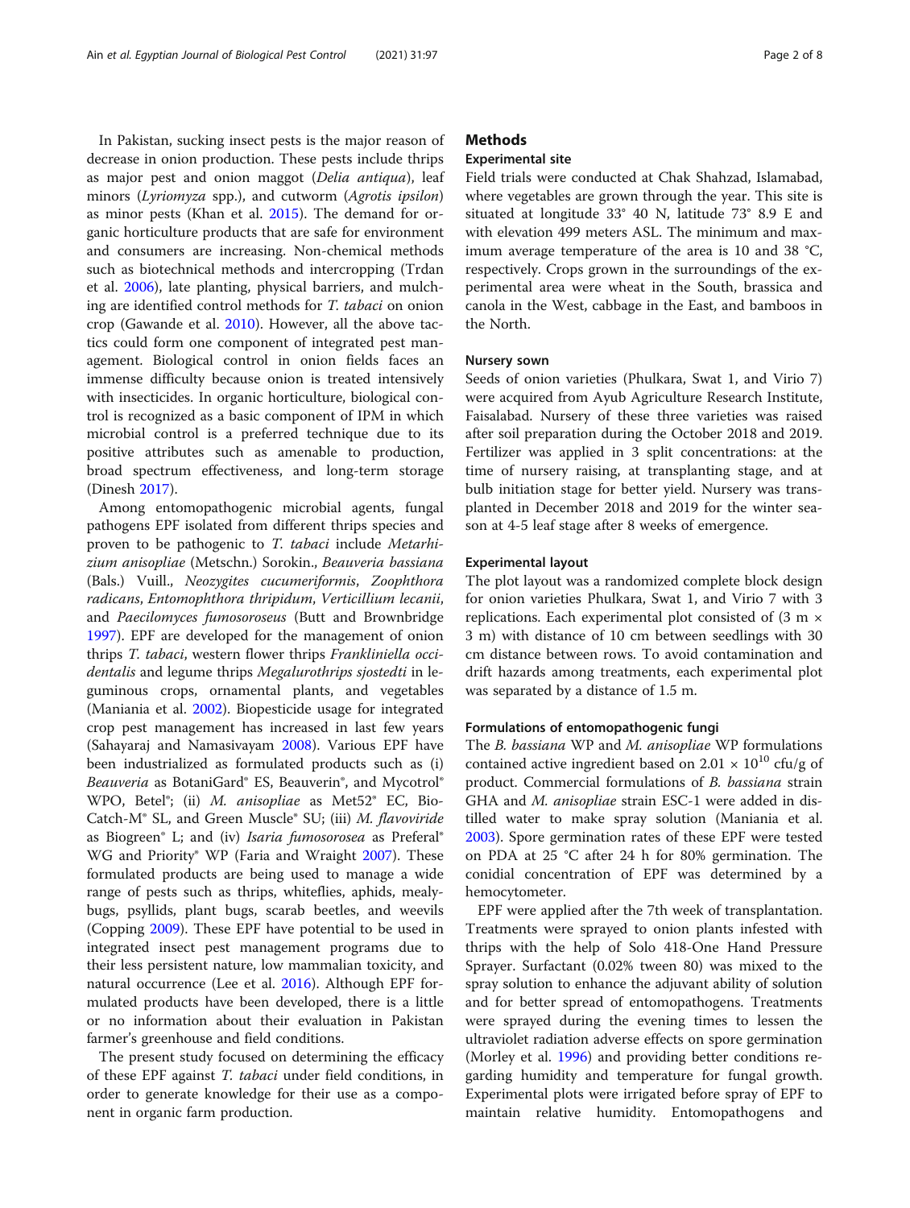In Pakistan, sucking insect pests is the major reason of decrease in onion production. These pests include thrips as major pest and onion maggot (*Delia antiqua*), leaf minors (*Lyriomyza* spp.), and cutworm (*Agrotis ipsilon*) as minor pests (Khan et al. 2015). The demand for organic horticulture products that are safe for environment and consumers are increasing. Non-chemical methods such as biotechnical methods and intercropping (Trdan et al. 2006), late planting, physical barriers, and mulching are identified control methods for *T. tabaci* on onion crop (Gawande et al. 2010). However, all the above tactics could form one component of integrated pest management. Biological control in onion fields faces an immense difficulty because onion is treated intensively with insecticides. In organic horticulture, biological control is recognized as a basic component of IPM in which microbial control is a preferred technique due to its positive attributes such as amenable to production, broad spectrum effectiveness, and long-term storage (Dinesh 2017).

Among entomopathogenic microbial agents, fungal pathogens EPF isolated from different thrips species and proven to be pathogenic to *T. tabaci* include *Metarhizium anisopliae* (Metschn.) Sorokin., *Beauveria bassiana* (Bals.) Vuill., *Neozygites cucumeriformis*, *Zoophthora radicans*, *Entomophthora thripidum*, *Verticillium lecanii*, and *Paecilomyces fumosoroseus* (Butt and Brownbridge 1997). EPF are developed for the management of onion thrips *T. tabaci*, western flower thrips *Frankliniella occidentalis* and legume thrips *Megalurothrips sjostedti* in leguminous crops, ornamental plants, and vegetables (Maniania et al. 2002). Biopesticide usage for integrated crop pest management has increased in last few years (Sahayaraj and Namasivayam 2008). Various EPF have been industrialized as formulated products such as (i) *Beauveria* as BotaniGard® ES, Beauverin®, and Mycotrol® WPO, Betel®; (ii) *M. anisopliae* as Met52® EC, Bio-Catch-M® SL, and Green Muscle® SU; (iii) *M. flavoviride* as Biogreen® L; and (iv) *Isaria fumosorosea* as Preferal® WG and Priority® WP (Faria and Wraight 2007). These formulated products are being used to manage a wide range of pests such as thrips, whiteflies, aphids, mealybugs, psyllids, plant bugs, scarab beetles, and weevils (Copping 2009). These EPF have potential to be used in integrated insect pest management programs due to their less persistent nature, low mammalian toxicity, and natural occurrence (Lee et al. 2016). Although EPF formulated products have been developed, there is a little or no information about their evaluation in Pakistan farmer's greenhouse and field conditions.

The present study focused on determining the efficacy of these EPF against *T. tabaci* under field conditions, in order to generate knowledge for their use as a component in organic farm production.

## Methods

### Experimental site

Field trials were conducted at Chak Shahzad, Islamabad, where vegetables are grown through the year. This site is situated at longitude 33° 40 N, latitude 73° 8.9 E and with elevation 499 meters ASL. The minimum and maximum average temperature of the area is 10 and 38 °C, respectively. Crops grown in the surroundings of the experimental area were wheat in the South, brassica and canola in the West, cabbage in the East, and bamboos in the North.

### Nursery sown

Seeds of onion varieties (Phulkara, Swat 1, and Virio 7) were acquired from Ayub Agriculture Research Institute, Faisalabad. Nursery of these three varieties was raised after soil preparation during the October 2018 and 2019. Fertilizer was applied in 3 split concentrations: at the time of nursery raising, at transplanting stage, and at bulb initiation stage for better yield. Nursery was transplanted in December 2018 and 2019 for the winter season at 4-5 leaf stage after 8 weeks of emergence.

### Experimental layout

The plot layout was a randomized complete block design for onion varieties Phulkara, Swat 1, and Virio 7 with 3 replications. Each experimental plot consisted of (3 m × 3 m) with distance of 10 cm between seedlings with 30 cm distance between rows. To avoid contamination and drift hazards among treatments, each experimental plot was separated by a distance of 1.5 m.

### Formulations of entomopathogenic fungi

The *B. bassiana* WP and *M. anisopliae* WP formulations contained active ingredient based on $2.01 \times 10^{10}$ cfu/g of product. Commercial formulations of *B. bassiana* strain GHA and *M. anisopliae* strain ESC-1 were added in distilled water to make spray solution (Maniania et al. 2003). Spore germination rates of these EPF were tested on PDA at 25 °C after 24 h for 80% germination. The conidial concentration of EPF was determined by a hemocytometer.

EPF were applied after the 7th week of transplantation. Treatments were sprayed to onion plants infested with thrips with the help of Solo 418-One Hand Pressure Sprayer. Surfactant (0.02% tween 80) was mixed to the spray solution to enhance the adjuvant ability of solution and for better spread of entomopathogens. Treatments were sprayed during the evening times to lessen the ultraviolet radiation adverse effects on spore germination (Morley et al. 1996) and providing better conditions regarding humidity and temperature for fungal growth. Experimental plots were irrigated before spray of EPF to maintain relative humidity. Entomopathogens and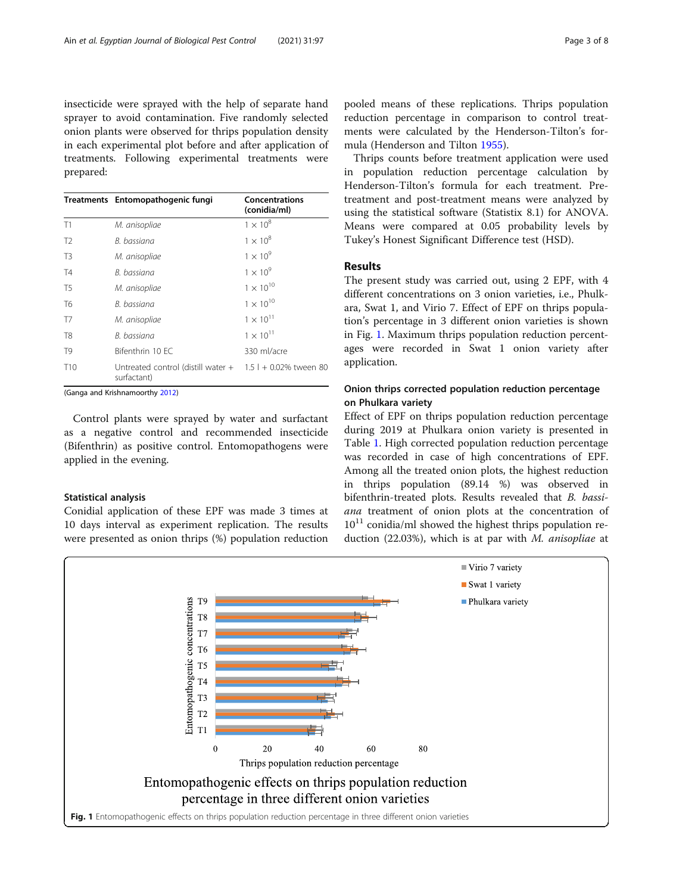insecticide were sprayed with the help of separate hand sprayer to avoid contamination. Five randomly selected onion plants were observed for thrips population density in each experimental plot before and after application of treatments. Following experimental treatments were prepared:

| Treatments | Entomopathogenic fungi | Concentrations (conidia/ml) |
|---|---|---|
| T1 | *M. anisopliae* | $1 \times 10^8$ |
| T2 | *B. bassiana* | $1 \times 10^8$ |
| T3 | *M. anisopliae* | $1 \times 10^9$ |
| T4 | *B. bassiana* | $1 \times 10^9$ |
| T5 | *M. anisopliae* | $1 \times 10^{10}$ |
| T6 | *B. bassiana* | $1 \times 10^{10}$ |
| T7 | *M. anisopliae* | $1 \times 10^{11}$ |
| T8 | *B. bassiana* | $1 \times 10^{11}$ |
| T9 | Bifenthrin 10 EC | 330 ml/acre |
| T10 | Untreated control (distill water + surfactant) | 1.5 l + 0.02% tween 80 |

(Ganga and Krishnamoorthy 2012)

Control plants were sprayed by water and surfactant as a negative control and recommended insecticide (Bifenthrin) as positive control. Entomopathogens were applied in the evening.

### Statistical analysis

Conidial application of these EPF was made 3 times at 10 days interval as experiment replication. The results were presented as onion thrips (%) population reduction pooled means of these replications. Thrips population reduction percentage in comparison to control treatments were calculated by the Henderson-Tilton's formula (Henderson and Tilton 1955).

Thrips counts before treatment application were used in population reduction percentage calculation by Henderson-Tilton's formula for each treatment. Pre-treatment and post-treatment means were analyzed by using the statistical software (Statistix 8.1) for ANOVA. Means were compared at 0.05 probability levels by Tukey's Honest Significant Difference test (HSD).

## Results

The present study was carried out, using 2 EPF, with 4 different concentrations on 3 onion varieties, i.e., Phulkara, Swat 1, and Virio 7. Effect of EPF on thrips population's percentage in 3 different onion varieties is shown in Fig. 1. Maximum thrips population reduction percentages were recorded in Swat 1 onion variety after application.

### Onion thrips corrected population reduction percentage on Phulkara variety

Effect of EPF on thrips population reduction percentage during 2019 at Phulkara onion variety is presented in Table 1. High corrected population reduction percentage was recorded in case of high concentrations of EPF. Among all the treated onion plots, the highest reduction in thrips population (89.14 %) was observed in bifenthrin-treated plots. Results revealed that *B. bassiana* treatment of onion plots at the concentration of $10^{11}$ conidia/ml showed the highest thrips population reduction (22.03%), which is at par with *M. anisopliae* at

**Fig. 1** Entomopathogenic effects on thrips population reduction percentage in three different onion varieties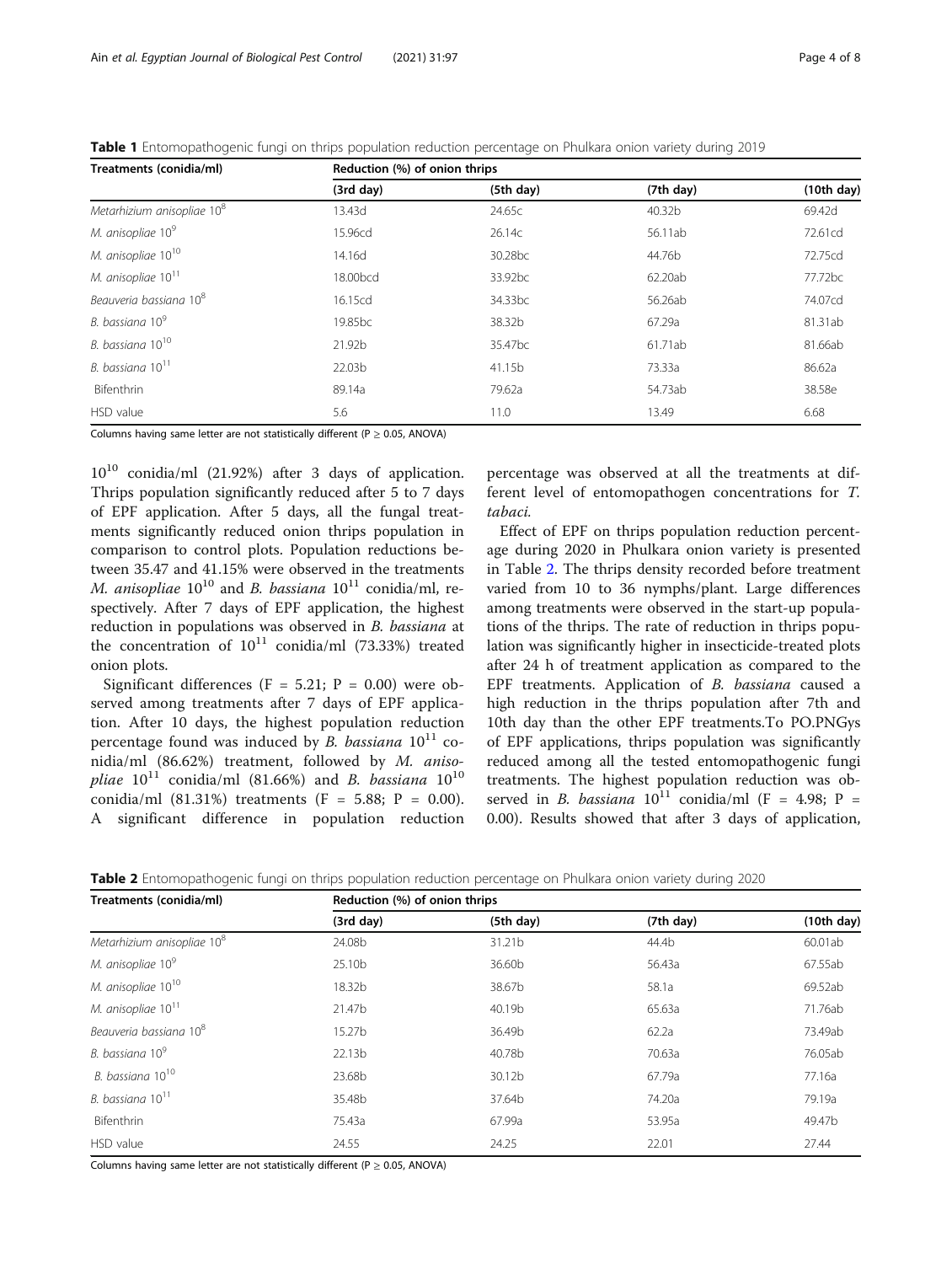**Table 1** Entomopathogenic fungi on thrips population reduction percentage on Phulkara onion variety during 2019

| Treatments (conidia/ml) | Reduction (%) of onion thrips | | | |
|---|---|---|---|---|
| | (3rd day) | (5th day) | (7th day) | (10th day) |
| *Metarhizium anisopliae* $10^8$ | 13.43d | 24.65c | 40.32b | 69.42d |
| *M. anisopliae* $10^9$ | 15.96cd | 26.14c | 56.11ab | 72.61cd |
| *M. anisopliae* $10^{10}$ | 14.16d | 30.28bc | 44.76b | 72.75cd |
| *M. anisopliae* $10^{11}$ | 18.00bcd | 33.92bc | 62.20ab | 77.72bc |
| *Beauveria bassiana* $10^8$ | 16.15cd | 34.33bc | 56.26ab | 74.07cd |
| *B. bassiana* $10^9$ | 19.85bc | 38.32b | 67.29a | 81.31ab |
| *B. bassiana* $10^{10}$ | 21.92b | 35.47bc | 61.71ab | 81.66ab |
| *B. bassiana* $10^{11}$ | 22.03b | 41.15b | 73.33a | 86.62a |
| Bifenthrin | 89.14a | 79.62a | 54.73ab | 38.58e |
| HSD value | 5.6 | 11.0 | 13.49 | 6.68 |

Columns having same letter are not statistically different ($P \geq 0.05$, ANOVA)

$10^{10}$ conidia/ml (21.92%) after 3 days of application. Thrips population significantly reduced after 5 to 7 days of EPF application. After 5 days, all the fungal treatments significantly reduced onion thrips population in comparison to control plots. Population reductions between 35.47 and 41.15% were observed in the treatments *M. anisopliae* $10^{10}$ and *B. bassiana* $10^{11}$ conidia/ml, respectively. After 7 days of EPF application, the highest reduction in populations was observed in *B. bassiana* at the concentration of $10^{11}$ conidia/ml (73.33%) treated onion plots.

Significant differences ($F = 5.21$; $P = 0.00$) were observed among treatments after 7 days of EPF application. After 10 days, the highest population reduction percentage found was induced by *B. bassiana* $10^{11}$ conidia/ml (86.62%) treatment, followed by *M. anisopliae* $10^{11}$ conidia/ml (81.66%) and *B. bassiana* $10^{10}$ conidia/ml (81.31%) treatments ($F = 5.88$; $P = 0.00$). A significant difference in population reduction percentage was observed at all the treatments at different level of entomopathogen concentrations for *T. tabaci*.

Effect of EPF on thrips population reduction percentage during 2020 in Phulkara onion variety is presented in Table 2. The thrips density recorded before treatment varied from 10 to 36 nymphs/plant. Large differences among treatments were observed in the start-up populations of the thrips. The rate of reduction in thrips population was significantly higher in insecticide-treated plots after 24 h of treatment application as compared to the EPF treatments. Application of *B. bassiana* caused a high reduction in the thrips population after 7th and 10th day than the other EPF treatments.To PO.PNGys of EPF applications, thrips population was significantly reduced among all the tested entomopathogenic fungi treatments. The highest population reduction was observed in *B. bassiana* $10^{11}$ conidia/ml ($F = 4.98$; $P = 0.00$). Results showed that after 3 days of application,

**Table 2** Entomopathogenic fungi on thrips population reduction percentage on Phulkara onion variety during 2020

| Treatments (conidia/ml) | Reduction (%) of onion thrips | | | |
|---|---|---|---|---|
| | (3rd day) | (5th day) | (7th day) | (10th day) |
| *Metarhizium anisopliae* $10^8$ | 24.08b | 31.21b | 44.4b | 60.01ab |
| *M. anisopliae* $10^9$ | 25.10b | 36.60b | 56.43a | 67.55ab |
| *M. anisopliae* $10^{10}$ | 18.32b | 38.67b | 58.1a | 69.52ab |
| *M. anisopliae* $10^{11}$ | 21.47b | 40.19b | 65.63a | 71.76ab |
| *Beauveria bassiana* $10^8$ | 15.27b | 36.49b | 62.2a | 73.49ab |
| *B. bassiana* $10^9$ | 22.13b | 40.78b | 70.63a | 76.05ab |
| *B. bassiana* $10^{10}$ | 23.68b | 30.12b | 67.79a | 77.16a |
| *B. bassiana* $10^{11}$ | 35.48b | 37.64b | 74.20a | 79.19a |
| Bifenthrin | 75.43a | 67.99a | 53.95a | 49.47b |
| HSD value | 24.55 | 24.25 | 22.01 | 27.44 |

Columns having same letter are not statistically different ($P \geq 0.05$, ANOVA)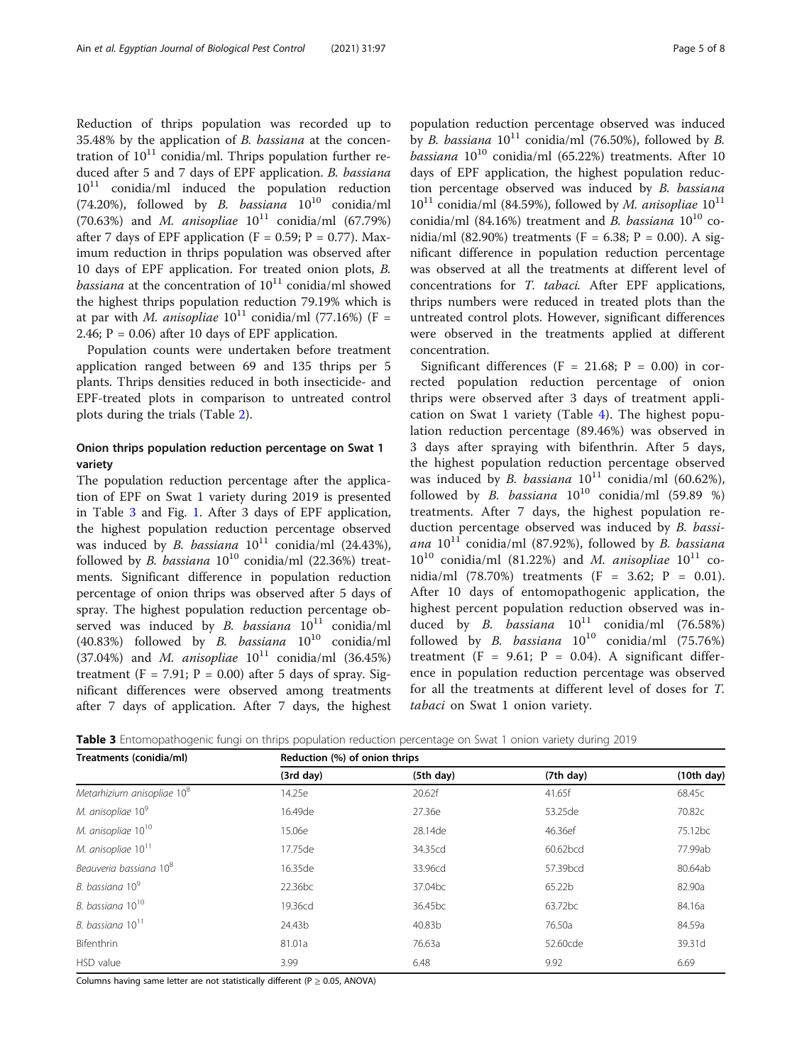Reduction of thrips population was recorded up to 35.48% by the application of *B. bassiana* at the concentration of $10^{11}$ conidia/ml. Thrips population further reduced after 5 and 7 days of EPF application. *B. bassiana* $10^{11}$ conidia/ml induced the population reduction (74.20%), followed by *B. bassiana* $10^{10}$ conidia/ml (70.63%) and *M. anisopliae* $10^{11}$ conidia/ml (67.79%) after 7 days of EPF application ($F = 0.59$; $P = 0.77$). Maximum reduction in thrips population was observed after 10 days of EPF application. For treated onion plots, *B. bassiana* at the concentration of $10^{11}$ conidia/ml showed the highest thrips population reduction 79.19% which is at par with *M. anisopliae* $10^{11}$ conidia/ml (77.16%) ($F = 2.46$; $P = 0.06$) after 10 days of EPF application.

Population counts were undertaken before treatment application ranged between 69 and 135 thrips per 5 plants. Thrips densities reduced in both insecticide- and EPF-treated plots in comparison to untreated control plots during the trials (Table 2).

## Onion thrips population reduction percentage on Swat 1 variety

The population reduction percentage after the application of EPF on Swat 1 variety during 2019 is presented in Table 3 and Fig. 1. After 3 days of EPF application, the highest population reduction percentage observed was induced by *B. bassiana* $10^{11}$ conidia/ml (24.43%), followed by *B. bassiana* $10^{10}$ conidia/ml (22.36%) treatments. Significant difference in population reduction percentage of onion thrips was observed after 5 days of spray. The highest population reduction percentage observed was induced by *B. bassiana* $10^{11}$ conidia/ml (40.83%) followed by *B. bassiana* $10^{10}$ conidia/ml (37.04%) and *M. anisopliae* $10^{11}$ conidia/ml (36.45%) treatment ($F = 7.91$; $P = 0.00$) after 5 days of spray. Significant differences were observed among treatments after 7 days of application. After 7 days, the highest population reduction percentage observed was induced by *B. bassiana* $10^{11}$ conidia/ml (76.50%), followed by *B. bassiana* $10^{10}$ conidia/ml (65.22%) treatments. After 10 days of EPF application, the highest population reduction percentage observed was induced by *B. bassiana* $10^{11}$ conidia/ml (84.59%), followed by *M. anisopliae* $10^{11}$ conidia/ml (84.16%) treatment and *B. bassiana* $10^{10}$ conidia/ml (82.90%) treatments ($F = 6.38$; $P = 0.00$). A significant difference in population reduction percentage was observed at all the treatments at different level of concentrations for *T. tabaci*. After EPF applications, thrips numbers were reduced in treated plots than the untreated control plots. However, significant differences were observed in the treatments applied at different concentration.

Significant differences ($F = 21.68$; $P = 0.00$) in corrected population reduction percentage of onion thrips were observed after 3 days of treatment application on Swat 1 variety (Table 4). The highest population reduction percentage (89.46%) was observed in 3 days after spraying with bifenthrin. After 5 days, the highest population reduction percentage observed was induced by *B. bassiana* $10^{11}$ conidia/ml (60.62%), followed by *B. bassiana* $10^{10}$ conidia/ml (59.89 %) treatments. After 7 days, the highest population reduction percentage observed was induced by *B. bassiana* $10^{11}$ conidia/ml (87.92%), followed by *B. bassiana* $10^{10}$ conidia/ml (81.22%) and *M. anisopliae* $10^{11}$ conidia/ml (78.70%) treatments ($F = 3.62$; $P = 0.01$). After 10 days of entomopathogenic application, the highest percent population reduction observed was induced by *B. bassiana* $10^{11}$ conidia/ml (76.58%) followed by *B. bassiana* $10^{10}$ conidia/ml (75.76%) treatment ($F = 9.61$; $P = 0.04$). A significant difference in population reduction percentage was observed for all the treatments at different level of doses for *T. tabaci* on Swat 1 onion variety.

**Table 3** Entomopathogenic fungi on thrips population reduction percentage on Swat 1 onion variety during 2019

| Treatments (conidia/ml) | Reduction (%) of onion thrips | | | |
|---|---|---|---|---|
| | (3rd day) | (5th day) | (7th day) | (10th day) |
| *Metarhizium anisopliae* $10^{8}$ | 14.25e | 20.62f | 41.65f | 68.45c |
| *M. anisopliae* $10^{9}$ | 16.49de | 27.36e | 53.25de | 70.82c |
| *M. anisopliae* $10^{10}$ | 15.06e | 28.14de | 46.36ef | 75.12bc |
| *M. anisopliae* $10^{11}$ | 17.75de | 34.35cd | 60.62bcd | 77.99ab |
| *Beauveria bassiana* $10^{8}$ | 16.35de | 33.96cd | 57.39bcd | 80.64ab |
| *B. bassiana* $10^{9}$ | 22.36bc | 37.04bc | 65.22b | 82.90a |
| *B. bassiana* $10^{10}$ | 19.36cd | 36.45bc | 63.72bc | 84.16a |
| *B. bassiana* $10^{11}$ | 24.43b | 40.83b | 76.50a | 84.59a |
| Bifenthrin | 81.01a | 76.63a | 52.60cde | 39.31d |
| HSD value | 3.99 | 6.48 | 9.92 | 6.69 |

Columns having same letter are not statistically different ($P \geq 0.05$, ANOVA)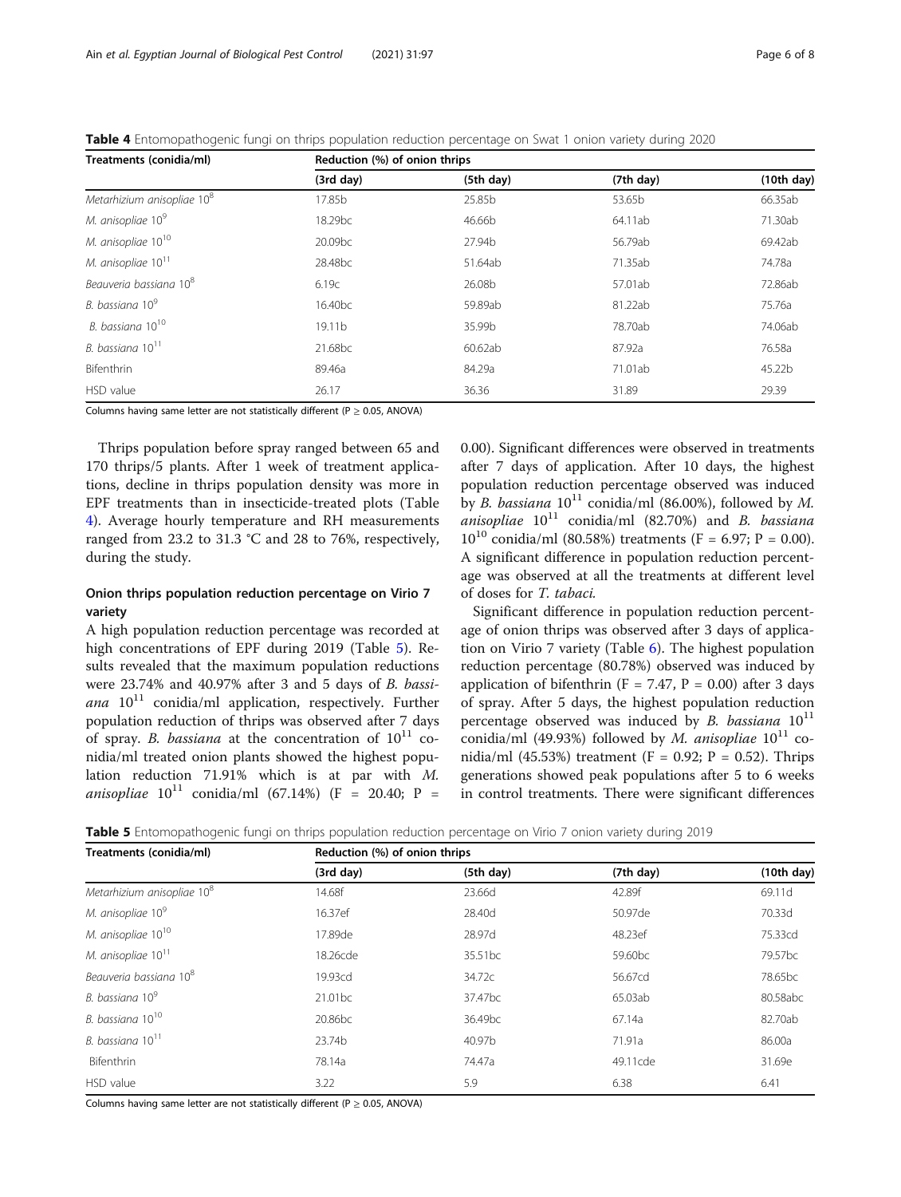**Table 4** Entomopathogenic fungi on thrips population reduction percentage on Swat 1 onion variety during 2020

| Treatments (conidia/ml) | Reduction (%) of onion thrips | | | |
|---|---|---|---|---|
| | (3rd day) | (5th day) | (7th day) | (10th day) |
| *Metarhizium anisopliae* $10^8$ | 17.85b | 25.85b | 53.65b | 66.35ab |
| *M. anisopliae* $10^9$ | 18.29bc | 46.66b | 64.11ab | 71.30ab |
| *M. anisopliae* $10^{10}$ | 20.09bc | 27.94b | 56.79ab | 69.42ab |
| *M. anisopliae* $10^{11}$ | 28.48bc | 51.64ab | 71.35ab | 74.78a |
| *Beauveria bassiana* $10^8$ | 6.19c | 26.08b | 57.01ab | 72.86ab |
| *B. bassiana* $10^9$ | 16.40bc | 59.89ab | 81.22ab | 75.76a |
| *B. bassiana* $10^{10}$ | 19.11b | 35.99b | 78.70ab | 74.06ab |
| *B. bassiana* $10^{11}$ | 21.68bc | 60.62ab | 87.92a | 76.58a |
| Bifenthrin | 89.46a | 84.29a | 71.01ab | 45.22b |
| HSD value | 26.17 | 36.36 | 31.89 | 29.39 |

Columns having same letter are not statistically different ($P \geq 0.05$, ANOVA)

Thrips population before spray ranged between 65 and 170 thrips/5 plants. After 1 week of treatment applications, decline in thrips population density was more in EPF treatments than in insecticide-treated plots (Table 4). Average hourly temperature and RH measurements ranged from 23.2 to 31.3 °C and 28 to 76%, respectively, during the study.

## Onion thrips population reduction percentage on Virio 7 variety

A high population reduction percentage was recorded at high concentrations of EPF during 2019 (Table 5). Results revealed that the maximum population reductions were 23.74% and 40.97% after 3 and 5 days of *B. bassiana* $10^{11}$ conidia/ml application, respectively. Further population reduction of thrips was observed after 7 days of spray. *B. bassiana* at the concentration of $10^{11}$ conidia/ml treated onion plants showed the highest population reduction 71.91% which is at par with *M. anisopliae* $10^{11}$ conidia/ml (67.14%) ($F = 20.40$; $P = 0.00$). Significant differences were observed in treatments after 7 days of application. After 10 days, the highest population reduction percentage observed was induced by *B. bassiana* $10^{11}$ conidia/ml (86.00%), followed by *M. anisopliae* $10^{11}$ conidia/ml (82.70%) and *B. bassiana* $10^{10}$ conidia/ml (80.58%) treatments ($F = 6.97$; $P = 0.00$). A significant difference in population reduction percentage was observed at all the treatments at different level of doses for *T. tabaci*.

Significant difference in population reduction percentage of onion thrips was observed after 3 days of application on Virio 7 variety (Table 6). The highest population reduction percentage (80.78%) observed was induced by application of bifenthrin ($F = 7.47$, $P = 0.00$) after 3 days of spray. After 5 days, the highest population reduction percentage observed was induced by *B. bassiana* $10^{11}$ conidia/ml (49.93%) followed by *M. anisopliae* $10^{11}$ conidia/ml (45.53%) treatment ($F = 0.92$; $P = 0.52$). Thrips generations showed peak populations after 5 to 6 weeks in control treatments. There were significant differences

**Table 5** Entomopathogenic fungi on thrips population reduction percentage on Virio 7 onion variety during 2019

| Treatments (conidia/ml) | Reduction (%) of onion thrips | | | |
|---|---|---|---|---|
| | (3rd day) | (5th day) | (7th day) | (10th day) |
| *Metarhizium anisopliae* $10^8$ | 14.68f | 23.66d | 42.89f | 69.11d |
| *M. anisopliae* $10^9$ | 16.37ef | 28.40d | 50.97de | 70.33d |
| *M. anisopliae* $10^{10}$ | 17.89de | 28.97d | 48.23ef | 75.33cd |
| *M. anisopliae* $10^{11}$ | 18.26cde | 35.51bc | 59.60bc | 79.57bc |
| *Beauveria bassiana* $10^8$ | 19.93cd | 34.72c | 56.67cd | 78.65bc |
| *B. bassiana* $10^9$ | 21.01bc | 37.47bc | 65.03ab | 80.58abc |
| *B. bassiana* $10^{10}$ | 20.86bc | 36.49bc | 67.14a | 82.70ab |
| *B. bassiana* $10^{11}$ | 23.74b | 40.97b | 71.91a | 86.00a |
| Bifenthrin | 78.14a | 74.47a | 49.11cde | 31.69e |
| HSD value | 3.22 | 5.9 | 6.38 | 6.41 |

Columns having same letter are not statistically different ($P \geq 0.05$, ANOVA)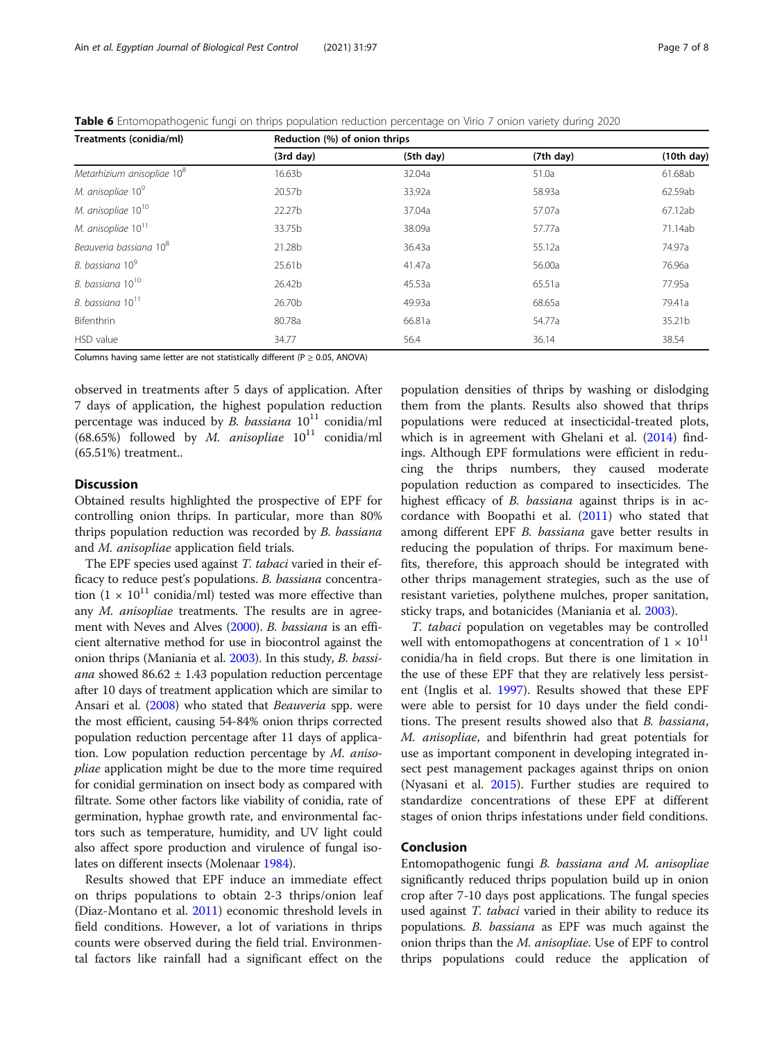**Table 6** Entomopathogenic fungi on thrips population reduction percentage on Virio 7 onion variety during 2020

| Treatments (conidia/ml) | Reduction (%) of onion thrips | | | |
|---|---|---|---|---|
| | (3rd day) | (5th day) | (7th day) | (10th day) |
| *Metarhizium anisopliae* $10^{8}$ | 16.63b | 32.04a | 51.0a | 61.68ab |
| *M. anisopliae* $10^{9}$ | 20.57b | 33.92a | 58.93a | 62.59ab |
| *M. anisopliae* $10^{10}$ | 22.27b | 37.04a | 57.07a | 67.12ab |
| *M. anisopliae* $10^{11}$ | 33.75b | 38.09a | 57.77a | 71.14ab |
| *Beauveria bassiana* $10^{8}$ | 21.28b | 36.43a | 55.12a | 74.97a |
| *B. bassiana* $10^{9}$ | 25.61b | 41.47a | 56.00a | 76.96a |
| *B. bassiana* $10^{10}$ | 26.42b | 45.53a | 65.51a | 77.95a |
| *B. bassiana* $10^{11}$ | 26.70b | 49.93a | 68.65a | 79.41a |
| Bifenthrin | 80.78a | 66.81a | 54.77a | 35.21b |
| HSD value | 34.77 | 56.4 | 36.14 | 38.54 |

Columns having same letter are not statistically different ($P \geq 0.05$, ANOVA)

observed in treatments after 5 days of application. After 7 days of application, the highest population reduction percentage was induced by *B. bassiana* $10^{11}$ conidia/ml (68.65%) followed by *M. anisopliae* $10^{11}$ conidia/ml (65.51%) treatment..

## Discussion

Obtained results highlighted the prospective of EPF for controlling onion thrips. In particular, more than 80% thrips population reduction was recorded by *B. bassiana* and *M. anisopliae* application field trials.

The EPF species used against *T. tabaci* varied in their efficacy to reduce pest's populations. *B. bassiana* concentration ($1 \times 10^{11}$ conidia/ml) tested was more effective than any *M. anisopliae* treatments. The results are in agreement with Neves and Alves (2000). *B. bassiana* is an efficient alternative method for use in biocontrol against the onion thrips (Maniania et al. 2003). In this study, *B. bassiana* showed 86.62 ± 1.43 population reduction percentage after 10 days of treatment application which are similar to Ansari et al. (2008) who stated that *Beauveria* spp. were the most efficient, causing 54-84% onion thrips corrected population reduction percentage after 11 days of application. Low population reduction percentage by *M. anisopliae* application might be due to the more time required for conidial germination on insect body as compared with filtrate. Some other factors like viability of conidia, rate of germination, hyphae growth rate, and environmental factors such as temperature, humidity, and UV light could also affect spore production and virulence of fungal isolates on different insects (Molenaar 1984).

Results showed that EPF induce an immediate effect on thrips populations to obtain 2-3 thrips/onion leaf (Diaz-Montano et al. 2011) economic threshold levels in field conditions. However, a lot of variations in thrips counts were observed during the field trial. Environmental factors like rainfall had a significant effect on the population densities of thrips by washing or dislodging them from the plants. Results also showed that thrips populations were reduced at insecticidal-treated plots, which is in agreement with Ghelani et al. (2014) findings. Although EPF formulations were efficient in reducing the thrips numbers, they caused moderate population reduction as compared to insecticides. The highest efficacy of *B. bassiana* against thrips is in accordance with Boopathi et al. (2011) who stated that among different EPF *B. bassiana* gave better results in reducing the population of thrips. For maximum benefits, therefore, this approach should be integrated with other thrips management strategies, such as the use of resistant varieties, polythene mulches, proper sanitation, sticky traps, and botanicides (Maniania et al. 2003).

*T. tabaci* population on vegetables may be controlled well with entomopathogens at concentration of $1 \times 10^{11}$ conidia/ha in field crops. But there is one limitation in the use of these EPF that they are relatively less persistent (Inglis et al. 1997). Results showed that these EPF were able to persist for 10 days under the field conditions. The present results showed also that *B. bassiana*, *M. anisopliae*, and bifenthrin had great potentials for use as important component in developing integrated insect pest management packages against thrips on onion (Nyasani et al. 2015). Further studies are required to standardize concentrations of these EPF at different stages of onion thrips infestations under field conditions.

## Conclusion

Entomopathogenic fungi *B. bassiana and M. anisopliae* significantly reduced thrips population build up in onion crop after 7-10 days post applications. The fungal species used against *T. tabaci* varied in their ability to reduce its populations. *B. bassiana* as EPF was much against the onion thrips than the *M. anisopliae*. Use of EPF to control thrips populations could reduce the application of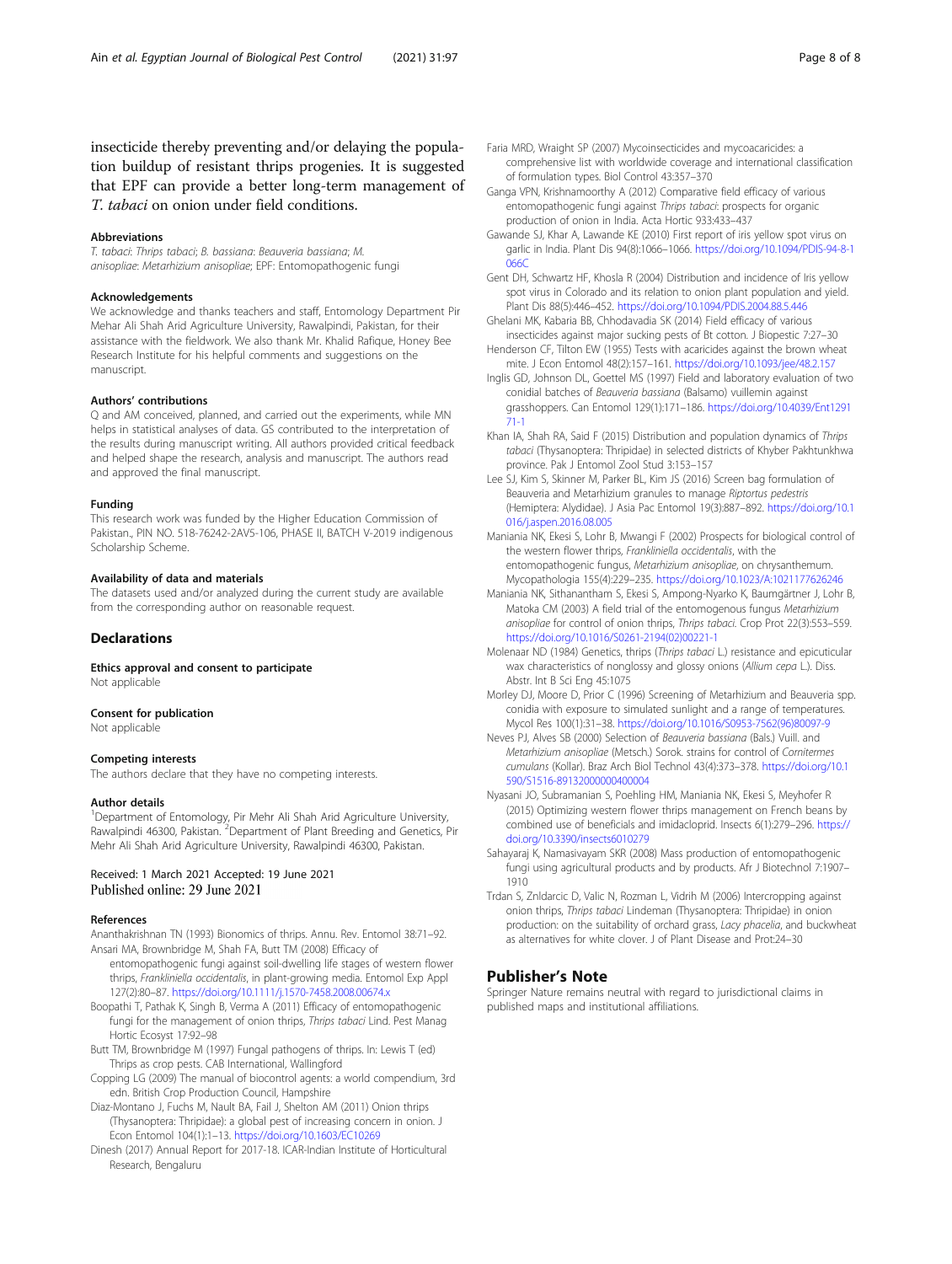insecticide thereby preventing and/or delaying the population buildup of resistant thrips progenies. It is suggested that EPF can provide a better long-term management of *T. tabaci* on onion under field conditions.

#### Abbreviations

*T. tabaci*: *Thrips tabaci*; *B. bassiana*: *Beauveria bassiana*; *M. anisopliae*: *Metarhizium anisopliae*; EPF: Entomopathogenic fungi

#### Acknowledgements

We acknowledge and thanks teachers and staff, Entomology Department Pir Mehar Ali Shah Arid Agriculture University, Rawalpindi, Pakistan, for their assistance with the fieldwork. We also thank Mr. Khalid Rafique, Honey Bee Research Institute for his helpful comments and suggestions on the manuscript.

#### Authors' contributions

Q and AM conceived, planned, and carried out the experiments, while MN helps in statistical analyses of data. GS contributed to the interpretation of the results during manuscript writing. All authors provided critical feedback and helped shape the research, analysis and manuscript. The authors read and approved the final manuscript.

#### Funding

This research work was funded by the Higher Education Commission of Pakistan., PIN NO. 518-76242-2AV5-106, PHASE II, BATCH V-2019 indigenous Scholarship Scheme.

#### Availability of data and materials

The datasets used and/or analyzed during the current study are available from the corresponding author on reasonable request.

## Declarations

#### Ethics approval and consent to participate

Not applicable

#### Consent for publication

Not applicable

#### Competing interests

The authors declare that they have no competing interests.

#### Author details

[1]Department of Entomology, Pir Mehr Ali Shah Arid Agriculture University, Rawalpindi 46300, Pakistan. [2]Department of Plant Breeding and Genetics, Pir Mehr Ali Shah Arid Agriculture University, Rawalpindi 46300, Pakistan.

Received: 1 March 2021 Accepted: 19 June 2021
Published online: 29 June 2021

#### References

Ananthakrishnan TN (1993) Bionomics of thrips. Annu. Rev. Entomol 38:71–92.

Ansari MA, Brownbridge M, Shah FA, Butt TM (2008) Efficacy of entomopathogenic fungi against soil-dwelling life stages of western flower thrips, *Frankliniella occidentalis*, in plant-growing media. Entomol Exp Appl 127(2):80–87. https://doi.org/10.1111/j.1570-7458.2008.00674.x

Boopathi T, Pathak K, Singh B, Verma A (2011) Efficacy of entomopathogenic fungi for the management of onion thrips, *Thrips tabaci* Lind. Pest Manag Hortic Ecosyst 17:92–98

Butt TM, Brownbridge M (1997) Fungal pathogens of thrips. In: Lewis T (ed) Thrips as crop pests. CAB International, Wallingford

Copping LG (2009) The manual of biocontrol agents: a world compendium, 3rd edn. British Crop Production Council, Hampshire

Diaz-Montano J, Fuchs M, Nault BA, Fail J, Shelton AM (2011) Onion thrips (Thysanoptera: Thripidae): a global pest of increasing concern in onion. J Econ Entomol 104(1):1–13. https://doi.org/10.1603/EC10269

Dinesh (2017) Annual Report for 2017-18. ICAR-Indian Institute of Horticultural Research, Bengaluru

Faria MRD, Wraight SP (2007) Mycoinsecticides and mycoacaricides: a comprehensive list with worldwide coverage and international classification of formulation types. Biol Control 43:357–370

Ganga VPN, Krishnamoorthy A (2012) Comparative field efficacy of various entomopathogenic fungi against *Thrips tabaci*: prospects for organic production of onion in India. Acta Hortic 933:433–437

Gawande SJ, Khar A, Lawande KE (2010) First report of iris yellow spot virus on garlic in India. Plant Dis 94(8):1066–1066. https://doi.org/10.1094/PDIS-94-8-1066C

Gent DH, Schwartz HF, Khosla R (2004) Distribution and incidence of Iris yellow spot virus in Colorado and its relation to onion plant population and yield. Plant Dis 88(5):446–452. https://doi.org/10.1094/PDIS.2004.88.5.446

Ghelani MK, Kabaria BB, Chhodavadia SK (2014) Field efficacy of various insecticides against major sucking pests of Bt cotton. J Biopestic 7:27–30

Henderson CF, Tilton EW (1955) Tests with acaricides against the brown wheat mite. J Econ Entomol 48(2):157–161. https://doi.org/10.1093/jee/48.2.157

Inglis GD, Johnson DL, Goettel MS (1997) Field and laboratory evaluation of two conidial batches of *Beauveria bassiana* (Balsamo) vuillemin against grasshoppers. Can Entomol 129(1):171–186. https://doi.org/10.4039/Ent129171-1

Khan IA, Shah RA, Said F (2015) Distribution and population dynamics of *Thrips tabaci* (Thysanoptera: Thripidae) in selected districts of Khyber Pakhtunkhwa province. Pak J Entomol Zool Stud 3:153–157

Lee SJ, Kim S, Skinner M, Parker BL, Kim JS (2016) Screen bag formulation of Beauveria and Metarhizium granules to manage *Riptortus pedestris* (Hemiptera: Alydidae). J Asia Pac Entomol 19(3):887–892. https://doi.org/10.1016/j.aspen.2016.08.005

Maniania NK, Ekesi S, Lohr B, Mwangi F (2002) Prospects for biological control of the western flower thrips, *Frankliniella occidentalis*, with the entomopathogenic fungus, *Metarhizium anisopliae*, on chrysanthemum. Mycopathologia 155(4):229–235. https://doi.org/10.1023/A:1021177626246

Maniania NK, Sithanantham S, Ekesi S, Ampong-Nyarko K, Baumgärtner J, Lohr B, Matoka CM (2003) A field trial of the entomogenous fungus *Metarhizium anisopliae* for control of onion thrips, *Thrips tabaci*. Crop Prot 22(3):553–559. https://doi.org/10.1016/S0261-2194(02)00221-1

Molenaar ND (1984) Genetics, thrips (*Thrips tabaci* L.) resistance and epicuticular wax characteristics of nonglossy and glossy onions (*Allium cepa* L.). Diss. Abstr. Int B Sci Eng 45:1075

Morley DJ, Moore D, Prior C (1996) Screening of Metarhizium and Beauveria spp. conidia with exposure to simulated sunlight and a range of temperatures. Mycol Res 100(1):31–38. https://doi.org/10.1016/S0953-7562(96)80097-9

Neves PJ, Alves SB (2000) Selection of *Beauveria bassiana* (Bals.) Vuill. and *Metarhizium anisopliae* (Metsch.) Sorok. strains for control of *Cornitermes cumulans* (Kollar). Braz Arch Biol Technol 43(4):373–378. https://doi.org/10.1590/S1516-89132000000400004

Nyasani JO, Subramanian S, Poehling HM, Maniania NK, Ekesi S, Meyhofer R (2015) Optimizing western flower thrips management on French beans by combined use of beneficials and imidacloprid. Insects 6(1):279–296. https://doi.org/10.3390/insects6010279

Sahayaraj K, Namasivayam SKR (2008) Mass production of entomopathogenic fungi using agricultural products and by products. Afr J Biotechnol 7:1907–1910

Trdan S, Znldarcic D, Valic N, Rozman L, Vidrih M (2006) Intercropping against onion thrips, *Thrips tabaci* Lindeman (Thysanoptera: Thripidae) in onion production: on the suitability of orchard grass, *Lacy phacelia*, and buckwheat as alternatives for white clover. J of Plant Disease and Prot:24–30

## Publisher's Note

Springer Nature remains neutral with regard to jurisdictional claims in published maps and institutional affiliations.